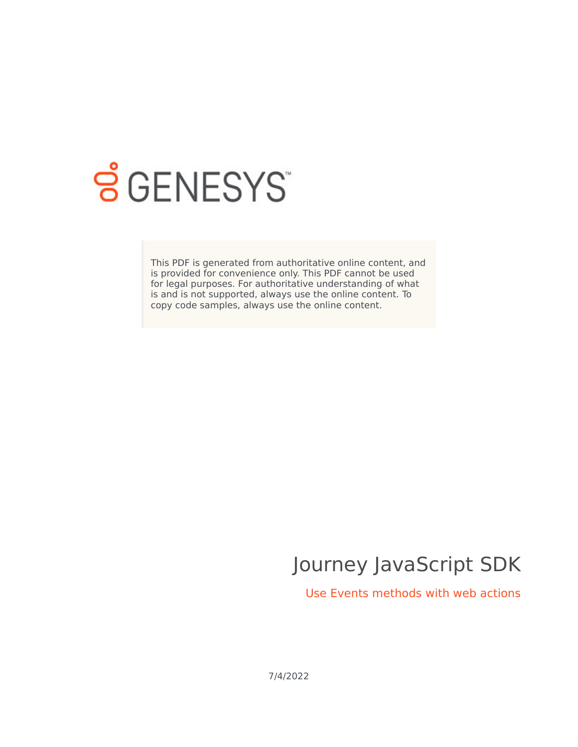GENESYS

This PDF is generated from authoritative online content, and is provided for convenience only. This PDF cannot be used for legal purposes. For authoritative understanding of what is and is not supported, always use the online content. To copy code samples, always use the online content.

# Journey JavaScript SDK

## Use Events methods with web actions

7/4/2022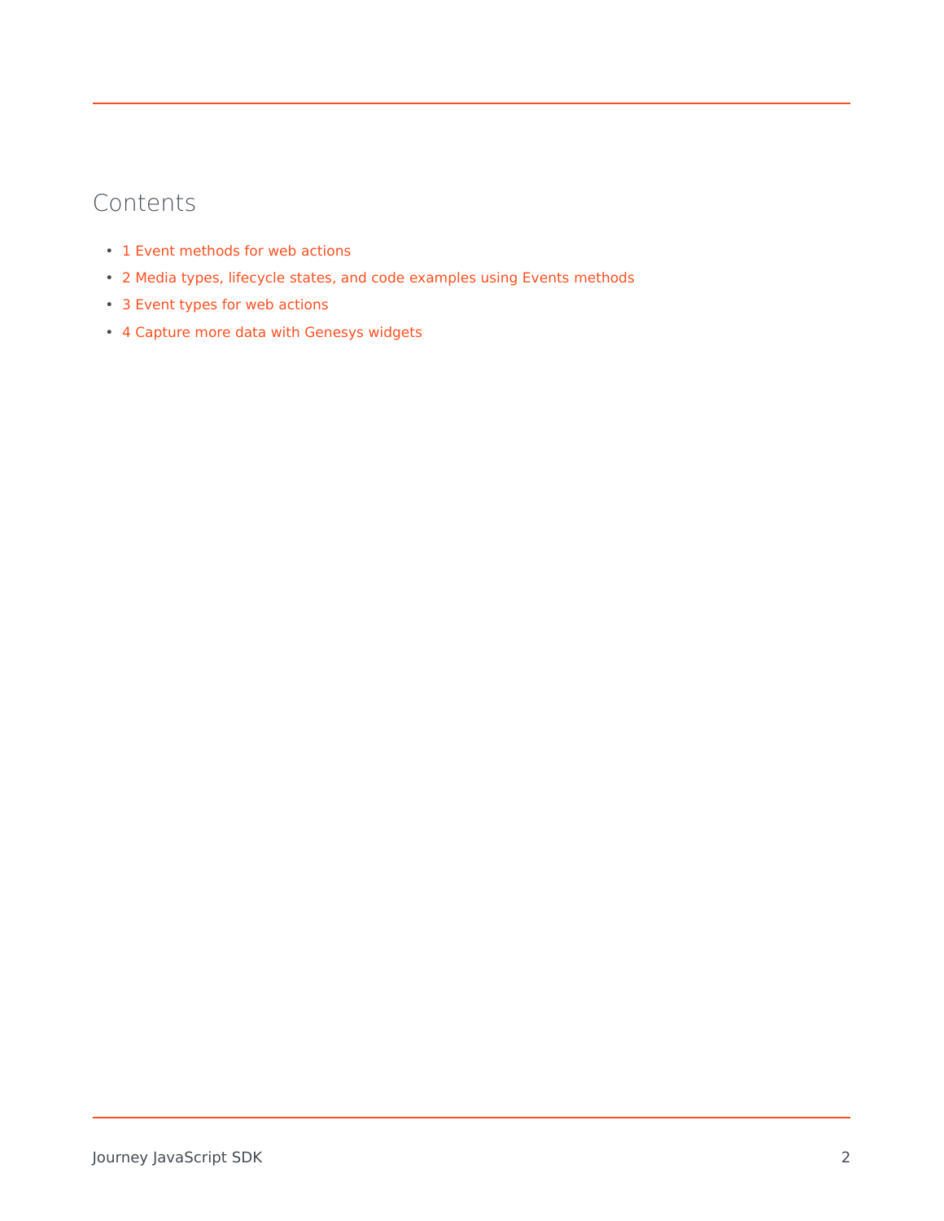## Contents

- 1 Event methods for web actions
- 2 Media types, lifecycle states, and code examples using Events methods
- 3 Event types for web actions
- 4 Capture more data with Genesys widgets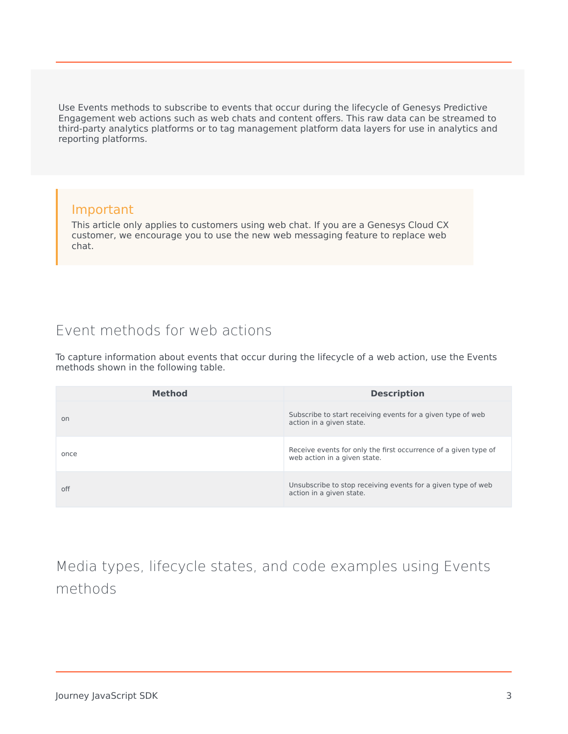Use Events methods to subscribe to events that occur during the lifecycle of Genesys Predictive Engagement web actions such as web chats and content offers. This raw data can be streamed to third-party analytics platforms or to tag management platform data layers for use in analytics and reporting platforms.

> **Important**
>
> This article only applies to customers using web chat. If you are a Genesys Cloud CX customer, we encourage you to use the new web messaging feature to replace web chat.

## Event methods for web actions

To capture information about events that occur during the lifecycle of a web action, use the Events methods shown in the following table.

| Method | Description |
| --- | --- |
| on | Subscribe to start receiving events for a given type of web action in a given state. |
| once | Receive events for only the first occurrence of a given type of web action in a given state. |
| off | Unsubscribe to stop receiving events for a given type of web action in a given state. |

## Media types, lifecycle states, and code examples using Events methods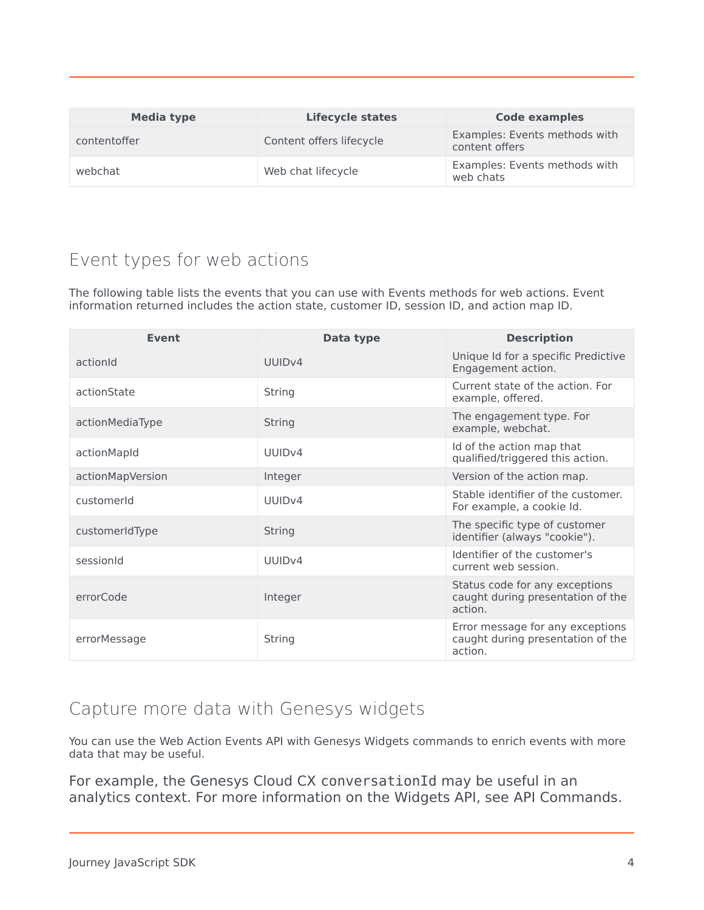| Media type | Lifecycle states | Code examples |
| --- | --- | --- |
| contentoffer | Content offers lifecycle | Examples: Events methods with content offers |
| webchat | Web chat lifecycle | Examples: Events methods with web chats |

## Event types for web actions

The following table lists the events that you can use with Events methods for web actions. Event information returned includes the action state, customer ID, session ID, and action map ID.

| Event | Data type | Description |
| --- | --- | --- |
| actionId | UUIDv4 | Unique Id for a specific Predictive Engagement action. |
| actionState | String | Current state of the action. For example, offered. |
| actionMediaType | String | The engagement type. For example, webchat. |
| actionMapId | UUIDv4 | Id of the action map that qualified/triggered this action. |
| actionMapVersion | Integer | Version of the action map. |
| customerId | UUIDv4 | Stable identifier of the customer. For example, a cookie Id. |
| customerIdType | String | The specific type of customer identifier (always "cookie"). |
| sessionId | UUIDv4 | Identifier of the customer's current web session. |
| errorCode | Integer | Status code for any exceptions caught during presentation of the action. |
| errorMessage | String | Error message for any exceptions caught during presentation of the action. |

## Capture more data with Genesys widgets

You can use the Web Action Events API with Genesys Widgets commands to enrich events with more data that may be useful.

For example, the Genesys Cloud CX `conversationId` may be useful in an analytics context. For more information on the Widgets API, see API Commands.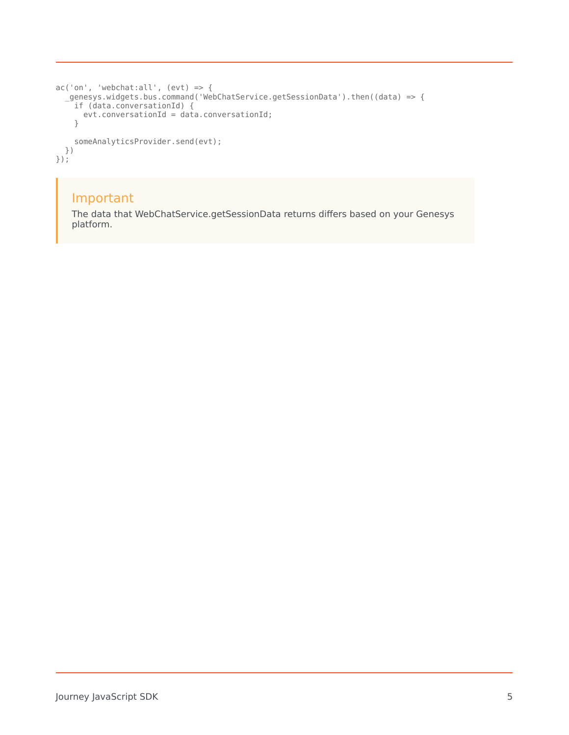```
ac('on', 'webchat:all', (evt) => {
  _genesys.widgets.bus.command('WebChatService.getSessionData').then((data) => {
    if (data.conversationId) {
      evt.conversationId = data.conversationId;
    }

    someAnalyticsProvider.send(evt);
  })
});
```

> **Important**
>
> The data that WebChatService.getSessionData returns differs based on your Genesys platform.